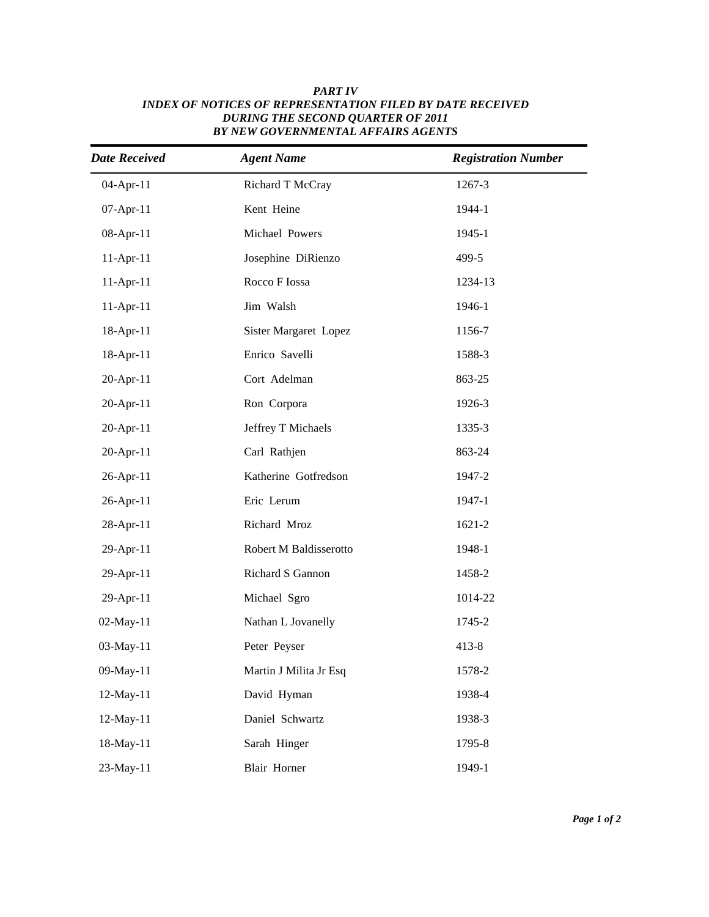*PART IV*
*INDEX OF NOTICES OF REPRESENTATION FILED BY DATE RECEIVED*
*DURING THE SECOND QUARTER OF 2011*
*BY NEW GOVERNMENTAL AFFAIRS AGENTS*

| *Date Received* | *Agent Name* | *Registration Number* |
|---|---|---|
| 04-Apr-11 | Richard T McCray | 1267-3 |
| 07-Apr-11 | Kent Heine | 1944-1 |
| 08-Apr-11 | Michael Powers | 1945-1 |
| 11-Apr-11 | Josephine DiRienzo | 499-5 |
| 11-Apr-11 | Rocco F Iossa | 1234-13 |
| 11-Apr-11 | Jim Walsh | 1946-1 |
| 18-Apr-11 | Sister Margaret Lopez | 1156-7 |
| 18-Apr-11 | Enrico Savelli | 1588-3 |
| 20-Apr-11 | Cort Adelman | 863-25 |
| 20-Apr-11 | Ron Corpora | 1926-3 |
| 20-Apr-11 | Jeffrey T Michaels | 1335-3 |
| 20-Apr-11 | Carl Rathjen | 863-24 |
| 26-Apr-11 | Katherine Gotfredson | 1947-2 |
| 26-Apr-11 | Eric Lerum | 1947-1 |
| 28-Apr-11 | Richard Mroz | 1621-2 |
| 29-Apr-11 | Robert M Baldisserotto | 1948-1 |
| 29-Apr-11 | Richard S Gannon | 1458-2 |
| 29-Apr-11 | Michael Sgro | 1014-22 |
| 02-May-11 | Nathan L Jovanelly | 1745-2 |
| 03-May-11 | Peter Peyser | 413-8 |
| 09-May-11 | Martin J Milita Jr Esq | 1578-2 |
| 12-May-11 | David Hyman | 1938-4 |
| 12-May-11 | Daniel Schwartz | 1938-3 |
| 18-May-11 | Sarah Hinger | 1795-8 |
| 23-May-11 | Blair Horner | 1949-1 |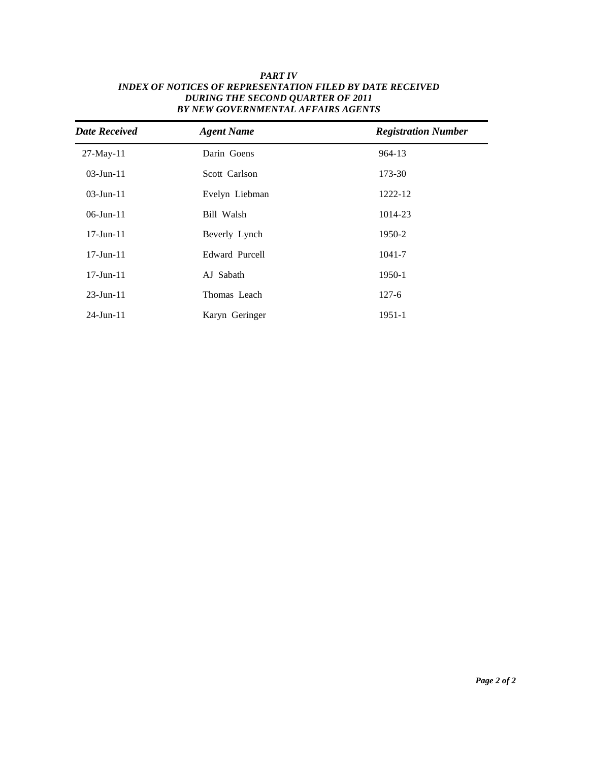***PART IV***
***INDEX OF NOTICES OF REPRESENTATION FILED BY DATE RECEIVED***
***DURING THE SECOND QUARTER OF 2011***
***BY NEW GOVERNMENTAL AFFAIRS AGENTS***

| *Date Received* | *Agent Name* | *Registration Number* |
|---|---|---|
| 27-May-11 | Darin Goens | 964-13 |
| 03-Jun-11 | Scott Carlson | 173-30 |
| 03-Jun-11 | Evelyn Liebman | 1222-12 |
| 06-Jun-11 | Bill Walsh | 1014-23 |
| 17-Jun-11 | Beverly Lynch | 1950-2 |
| 17-Jun-11 | Edward Purcell | 1041-7 |
| 17-Jun-11 | AJ Sabath | 1950-1 |
| 23-Jun-11 | Thomas Leach | 127-6 |
| 24-Jun-11 | Karyn Geringer | 1951-1 |